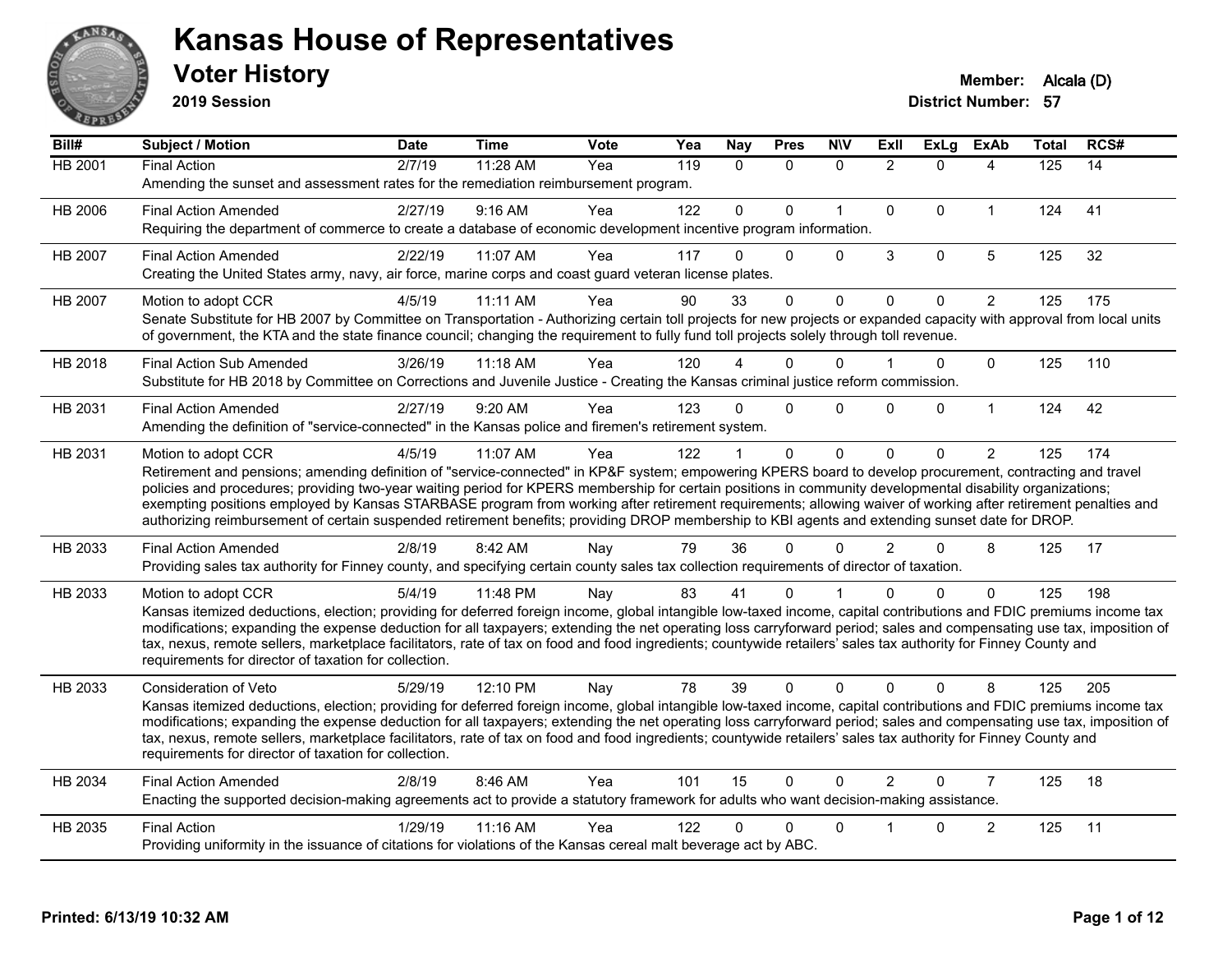# Kansas House of Representatives

## Voter History

**2019 Session**

**Member:** Alcala (D)
**District Number:** 57

| Bill# | Subject / Motion | Date | Time | Vote | Yea | Nay | Pres | N\V | ExII | ExLg | ExAb | Total | RCS# |
|---|---|---|---|---|---|---|---|---|---|---|---|---|---|
| HB 2001 | Final Action | 2/7/19 | 11:28 AM | Yea | 119 | 0 | 0 | 0 | 2 | 0 | 4 | 125 | 14 |
| | Amending the sunset and assessment rates for the remediation reimbursement program. | | | | | | | | | | | | |
| HB 2006 | Final Action Amended | 2/27/19 | 9:16 AM | Yea | 122 | 0 | 0 | 1 | 0 | 0 | 1 | 124 | 41 |
| | Requiring the department of commerce to create a database of economic development incentive program information. | | | | | | | | | | | | |
| HB 2007 | Final Action Amended | 2/22/19 | 11:07 AM | Yea | 117 | 0 | 0 | 0 | 3 | 0 | 5 | 125 | 32 |
| | Creating the United States army, navy, air force, marine corps and coast guard veteran license plates. | | | | | | | | | | | | |
| HB 2007 | Motion to adopt CCR | 4/5/19 | 11:11 AM | Yea | 90 | 33 | 0 | 0 | 0 | 0 | 2 | 125 | 175 |
| | Senate Substitute for HB 2007 by Committee on Transportation - Authorizing certain toll projects for new projects or expanded capacity with approval from local units of government, the KTA and the state finance council; changing the requirement to fully fund toll projects solely through toll revenue. | | | | | | | | | | | | |
| HB 2018 | Final Action Sub Amended | 3/26/19 | 11:18 AM | Yea | 120 | 4 | 0 | 0 | 1 | 0 | 0 | 125 | 110 |
| | Substitute for HB 2018 by Committee on Corrections and Juvenile Justice - Creating the Kansas criminal justice reform commission. | | | | | | | | | | | | |
| HB 2031 | Final Action Amended | 2/27/19 | 9:20 AM | Yea | 123 | 0 | 0 | 0 | 0 | 0 | 1 | 124 | 42 |
| | Amending the definition of "service-connected" in the Kansas police and firemen's retirement system. | | | | | | | | | | | | |
| HB 2031 | Motion to adopt CCR | 4/5/19 | 11:07 AM | Yea | 122 | 1 | 0 | 0 | 0 | 0 | 2 | 125 | 174 |
| | Retirement and pensions; amending definition of "service-connected" in KP&F system; empowering KPERS board to develop procurement, contracting and travel policies and procedures; providing two-year waiting period for KPERS membership for certain positions in community developmental disability organizations; exempting positions employed by Kansas STARBASE program from working after retirement requirements; allowing waiver of working after retirement penalties and authorizing reimbursement of certain suspended retirement benefits; providing DROP membership to KBI agents and extending sunset date for DROP. | | | | | | | | | | | | |
| HB 2033 | Final Action Amended | 2/8/19 | 8:42 AM | Nay | 79 | 36 | 0 | 0 | 2 | 0 | 8 | 125 | 17 |
| | Providing sales tax authority for Finney county, and specifying certain county sales tax collection requirements of director of taxation. | | | | | | | | | | | | |
| HB 2033 | Motion to adopt CCR | 5/4/19 | 11:48 PM | Nay | 83 | 41 | 0 | 1 | 0 | 0 | 0 | 125 | 198 |
| | Kansas itemized deductions, election; providing for deferred foreign income, global intangible low-taxed income, capital contributions and FDIC premiums income tax modifications; expanding the expense deduction for all taxpayers; extending the net operating loss carryforward period; sales and compensating use tax, imposition of tax, nexus, remote sellers, marketplace facilitators, rate of tax on food and food ingredients; countywide retailers' sales tax authority for Finney County and requirements for director of taxation for collection. | | | | | | | | | | | | |
| HB 2033 | Consideration of Veto | 5/29/19 | 12:10 PM | Nay | 78 | 39 | 0 | 0 | 0 | 0 | 8 | 125 | 205 |
| | Kansas itemized deductions, election; providing for deferred foreign income, global intangible low-taxed income, capital contributions and FDIC premiums income tax modifications; expanding the expense deduction for all taxpayers; extending the net operating loss carryforward period; sales and compensating use tax, imposition of tax, nexus, remote sellers, marketplace facilitators, rate of tax on food and food ingredients; countywide retailers' sales tax authority for Finney County and requirements for director of taxation for collection. | | | | | | | | | | | | |
| HB 2034 | Final Action Amended | 2/8/19 | 8:46 AM | Yea | 101 | 15 | 0 | 0 | 2 | 0 | 7 | 125 | 18 |
| | Enacting the supported decision-making agreements act to provide a statutory framework for adults who want decision-making assistance. | | | | | | | | | | | | |
| HB 2035 | Final Action | 1/29/19 | 11:16 AM | Yea | 122 | 0 | 0 | 0 | 1 | 0 | 2 | 125 | 11 |
| | Providing uniformity in the issuance of citations for violations of the Kansas cereal malt beverage act by ABC. | | | | | | | | | | | | |

Printed: 6/13/19 10:32 AM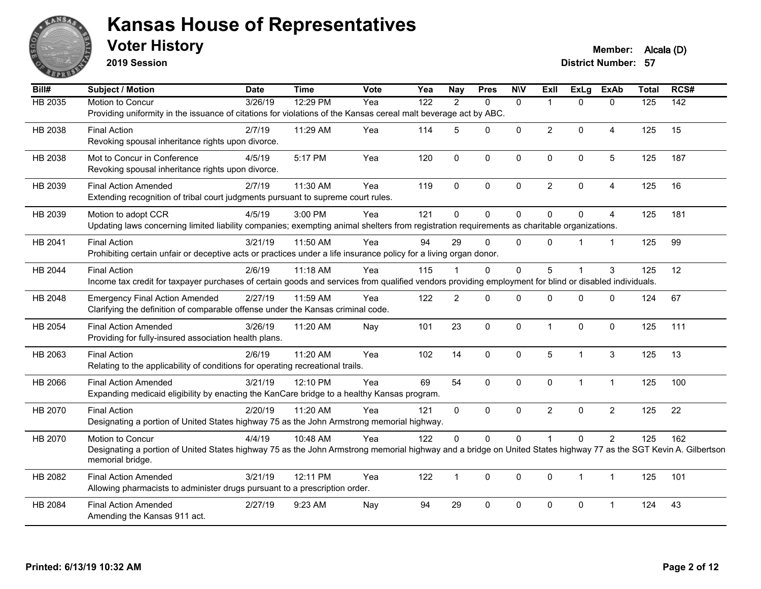# Kansas House of Representatives

## Voter History

**2019 Session**

**Member:** Alcala (D)

**District Number:** 57

| Bill# | Subject / Motion | Date | Time | Vote | Yea | Nay | Pres | N\V | ExII | ExLg | ExAb | Total | RCS# |
|---|---|---|---|---|---|---|---|---|---|---|---|---|---|
| HB 2035 | Motion to Concur | 3/26/19 | 12:29 PM | Yea | 122 | 2 | 0 | 0 | 1 | 0 | 0 | 125 | 142 |
| | Providing uniformity in the issuance of citations for violations of the Kansas cereal malt beverage act by ABC. | | | | | | | | | | | | |
| HB 2038 | Final Action | 2/7/19 | 11:29 AM | Yea | 114 | 5 | 0 | 0 | 2 | 0 | 4 | 125 | 15 |
| | Revoking spousal inheritance rights upon divorce. | | | | | | | | | | | | |
| HB 2038 | Mot to Concur in Conference | 4/5/19 | 5:17 PM | Yea | 120 | 0 | 0 | 0 | 0 | 0 | 5 | 125 | 187 |
| | Revoking spousal inheritance rights upon divorce. | | | | | | | | | | | | |
| HB 2039 | Final Action Amended | 2/7/19 | 11:30 AM | Yea | 119 | 0 | 0 | 0 | 2 | 0 | 4 | 125 | 16 |
| | Extending recognition of tribal court judgments pursuant to supreme court rules. | | | | | | | | | | | | |
| HB 2039 | Motion to adopt CCR | 4/5/19 | 3:00 PM | Yea | 121 | 0 | 0 | 0 | 0 | 0 | 4 | 125 | 181 |
| | Updating laws concerning limited liability companies; exempting animal shelters from registration requirements as charitable organizations. | | | | | | | | | | | | |
| HB 2041 | Final Action | 3/21/19 | 11:50 AM | Yea | 94 | 29 | 0 | 0 | 0 | 1 | 1 | 125 | 99 |
| | Prohibiting certain unfair or deceptive acts or practices under a life insurance policy for a living organ donor. | | | | | | | | | | | | |
| HB 2044 | Final Action | 2/6/19 | 11:18 AM | Yea | 115 | 1 | 0 | 0 | 5 | 1 | 3 | 125 | 12 |
| | Income tax credit for taxpayer purchases of certain goods and services from qualified vendors providing employment for blind or disabled individuals. | | | | | | | | | | | | |
| HB 2048 | Emergency Final Action Amended | 2/27/19 | 11:59 AM | Yea | 122 | 2 | 0 | 0 | 0 | 0 | 0 | 124 | 67 |
| | Clarifying the definition of comparable offense under the Kansas criminal code. | | | | | | | | | | | | |
| HB 2054 | Final Action Amended | 3/26/19 | 11:20 AM | Nay | 101 | 23 | 0 | 0 | 1 | 0 | 0 | 125 | 111 |
| | Providing for fully-insured association health plans. | | | | | | | | | | | | |
| HB 2063 | Final Action | 2/6/19 | 11:20 AM | Yea | 102 | 14 | 0 | 0 | 5 | 1 | 3 | 125 | 13 |
| | Relating to the applicability of conditions for operating recreational trails. | | | | | | | | | | | | |
| HB 2066 | Final Action Amended | 3/21/19 | 12:10 PM | Yea | 69 | 54 | 0 | 0 | 0 | 1 | 1 | 125 | 100 |
| | Expanding medicaid eligibility by enacting the KanCare bridge to a healthy Kansas program. | | | | | | | | | | | | |
| HB 2070 | Final Action | 2/20/19 | 11:20 AM | Yea | 121 | 0 | 0 | 0 | 2 | 0 | 2 | 125 | 22 |
| | Designating a portion of United States highway 75 as the John Armstrong memorial highway. | | | | | | | | | | | | |
| HB 2070 | Motion to Concur | 4/4/19 | 10:48 AM | Yea | 122 | 0 | 0 | 0 | 1 | 0 | 2 | 125 | 162 |
| | Designating a portion of United States highway 75 as the John Armstrong memorial highway and a bridge on United States highway 77 as the SGT Kevin A. Gilbertson memorial bridge. | | | | | | | | | | | | |
| HB 2082 | Final Action Amended | 3/21/19 | 12:11 PM | Yea | 122 | 1 | 0 | 0 | 0 | 1 | 1 | 125 | 101 |
| | Allowing pharmacists to administer drugs pursuant to a prescription order. | | | | | | | | | | | | |
| HB 2084 | Final Action Amended | 2/27/19 | 9:23 AM | Nay | 94 | 29 | 0 | 0 | 0 | 0 | 1 | 124 | 43 |
| | Amending the Kansas 911 act. | | | | | | | | | | | | |

Printed: 6/13/19 10:32 AM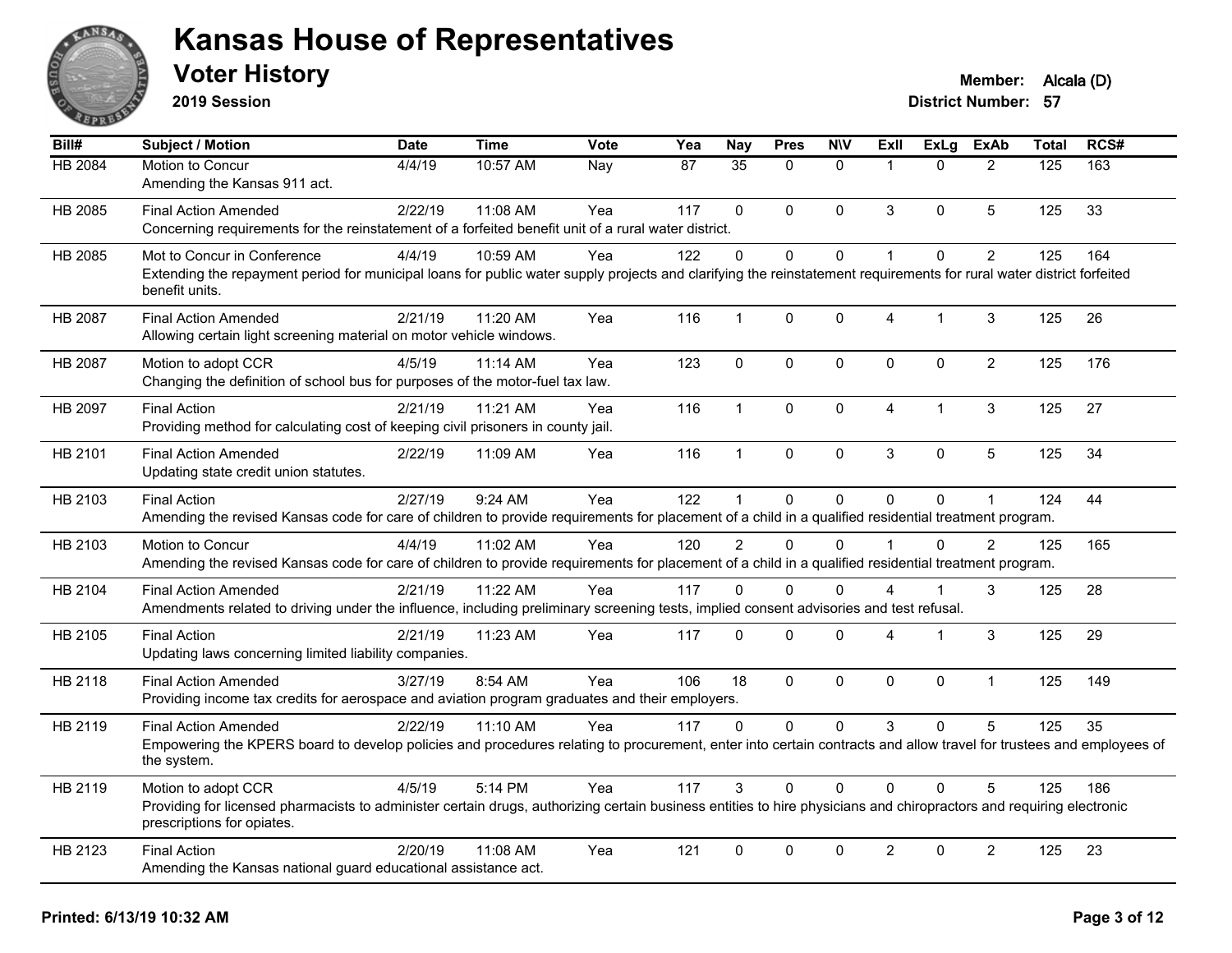# Kansas House of Representatives

## Voter History

**2019 Session**

**Member:** Alcala (D)
**District Number:** 57

| Bill# | Subject / Motion | Date | Time | Vote | Yea | Nay | Pres | N\V | ExII | ExLg | ExAb | Total | RCS# |
|---|---|---|---|---|---|---|---|---|---|---|---|---|---|
| HB 2084 | Motion to Concur<br>Amending the Kansas 911 act. | 4/4/19 | 10:57 AM | Nay | 87 | 35 | 0 | 0 | 1 | 0 | 2 | 125 | 163 |
| HB 2085 | Final Action Amended<br>Concerning requirements for the reinstatement of a forfeited benefit unit of a rural water district. | 2/22/19 | 11:08 AM | Yea | 117 | 0 | 0 | 0 | 3 | 0 | 5 | 125 | 33 |
| HB 2085 | Mot to Concur in Conference<br>Extending the repayment period for municipal loans for public water supply projects and clarifying the reinstatement requirements for rural water district forfeited benefit units. | 4/4/19 | 10:59 AM | Yea | 122 | 0 | 0 | 0 | 1 | 0 | 2 | 125 | 164 |
| HB 2087 | Final Action Amended<br>Allowing certain light screening material on motor vehicle windows. | 2/21/19 | 11:20 AM | Yea | 116 | 1 | 0 | 0 | 4 | 1 | 3 | 125 | 26 |
| HB 2087 | Motion to adopt CCR<br>Changing the definition of school bus for purposes of the motor-fuel tax law. | 4/5/19 | 11:14 AM | Yea | 123 | 0 | 0 | 0 | 0 | 0 | 2 | 125 | 176 |
| HB 2097 | Final Action<br>Providing method for calculating cost of keeping civil prisoners in county jail. | 2/21/19 | 11:21 AM | Yea | 116 | 1 | 0 | 0 | 4 | 1 | 3 | 125 | 27 |
| HB 2101 | Final Action Amended<br>Updating state credit union statutes. | 2/22/19 | 11:09 AM | Yea | 116 | 1 | 0 | 0 | 3 | 0 | 5 | 125 | 34 |
| HB 2103 | Final Action<br>Amending the revised Kansas code for care of children to provide requirements for placement of a child in a qualified residential treatment program. | 2/27/19 | 9:24 AM | Yea | 122 | 1 | 0 | 0 | 0 | 0 | 1 | 124 | 44 |
| HB 2103 | Motion to Concur<br>Amending the revised Kansas code for care of children to provide requirements for placement of a child in a qualified residential treatment program. | 4/4/19 | 11:02 AM | Yea | 120 | 2 | 0 | 0 | 1 | 0 | 2 | 125 | 165 |
| HB 2104 | Final Action Amended<br>Amendments related to driving under the influence, including preliminary screening tests, implied consent advisories and test refusal. | 2/21/19 | 11:22 AM | Yea | 117 | 0 | 0 | 0 | 4 | 1 | 3 | 125 | 28 |
| HB 2105 | Final Action<br>Updating laws concerning limited liability companies. | 2/21/19 | 11:23 AM | Yea | 117 | 0 | 0 | 0 | 4 | 1 | 3 | 125 | 29 |
| HB 2118 | Final Action Amended<br>Providing income tax credits for aerospace and aviation program graduates and their employers. | 3/27/19 | 8:54 AM | Yea | 106 | 18 | 0 | 0 | 0 | 0 | 1 | 125 | 149 |
| HB 2119 | Final Action Amended<br>Empowering the KPERS board to develop policies and procedures relating to procurement, enter into certain contracts and allow travel for trustees and employees of the system. | 2/22/19 | 11:10 AM | Yea | 117 | 0 | 0 | 0 | 3 | 0 | 5 | 125 | 35 |
| HB 2119 | Motion to adopt CCR<br>Providing for licensed pharmacists to administer certain drugs, authorizing certain business entities to hire physicians and chiropractors and requiring electronic prescriptions for opiates. | 4/5/19 | 5:14 PM | Yea | 117 | 3 | 0 | 0 | 0 | 0 | 5 | 125 | 186 |
| HB 2123 | Final Action<br>Amending the Kansas national guard educational assistance act. | 2/20/19 | 11:08 AM | Yea | 121 | 0 | 0 | 0 | 2 | 0 | 2 | 125 | 23 |

**Printed: 6/13/19 10:32 AM**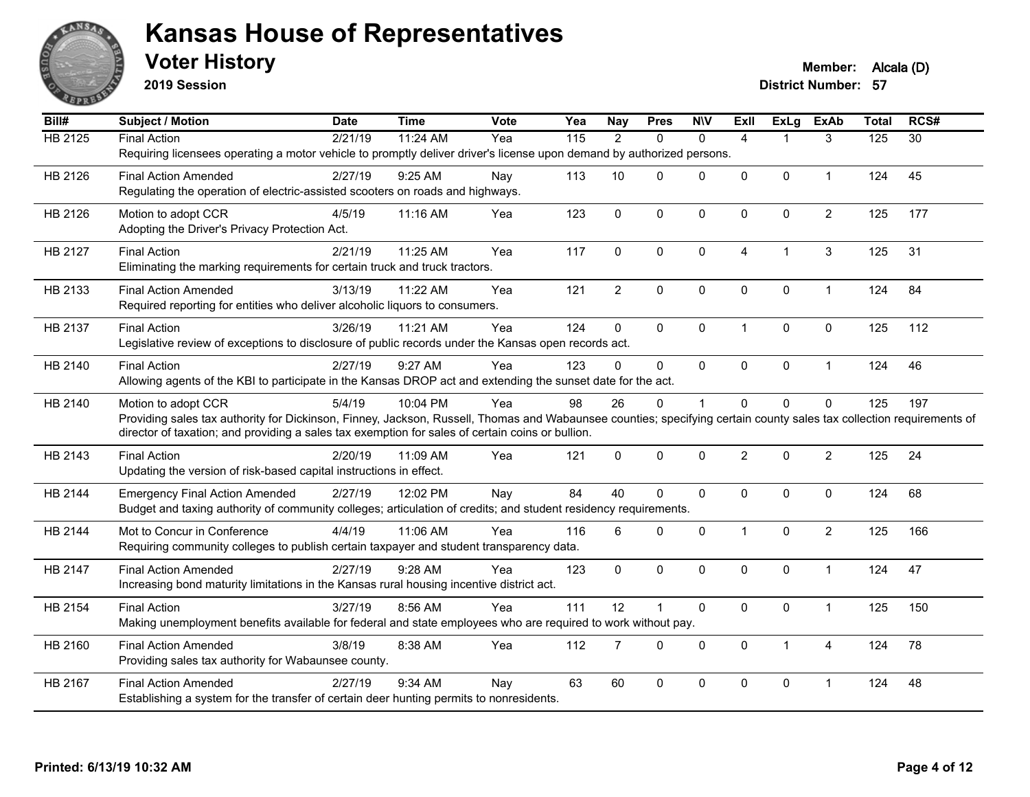# Kansas House of Representatives

## Voter History

**2019 Session**

**Member:** Alcala (D)
**District Number:** 57

| Bill# | Subject / Motion | Date | Time | Vote | Yea | Nay | Pres | N\V | ExII | ExLg | ExAb | Total | RCS# |
|---|---|---|---|---|---|---|---|---|---|---|---|---|---|
| HB 2125 | Final Action | 2/21/19 | 11:24 AM | Yea | 115 | 2 | 0 | 0 | 4 | 1 | 3 | 125 | 30 |
| | Requiring licensees operating a motor vehicle to promptly deliver driver's license upon demand by authorized persons. | | | | | | | | | | | | |
| HB 2126 | Final Action Amended | 2/27/19 | 9:25 AM | Nay | 113 | 10 | 0 | 0 | 0 | 0 | 1 | 124 | 45 |
| | Regulating the operation of electric-assisted scooters on roads and highways. | | | | | | | | | | | | |
| HB 2126 | Motion to adopt CCR | 4/5/19 | 11:16 AM | Yea | 123 | 0 | 0 | 0 | 0 | 0 | 2 | 125 | 177 |
| | Adopting the Driver's Privacy Protection Act. | | | | | | | | | | | | |
| HB 2127 | Final Action | 2/21/19 | 11:25 AM | Yea | 117 | 0 | 0 | 0 | 4 | 1 | 3 | 125 | 31 |
| | Eliminating the marking requirements for certain truck and truck tractors. | | | | | | | | | | | | |
| HB 2133 | Final Action Amended | 3/13/19 | 11:22 AM | Yea | 121 | 2 | 0 | 0 | 0 | 0 | 1 | 124 | 84 |
| | Required reporting for entities who deliver alcoholic liquors to consumers. | | | | | | | | | | | | |
| HB 2137 | Final Action | 3/26/19 | 11:21 AM | Yea | 124 | 0 | 0 | 0 | 1 | 0 | 0 | 125 | 112 |
| | Legislative review of exceptions to disclosure of public records under the Kansas open records act. | | | | | | | | | | | | |
| HB 2140 | Final Action | 2/27/19 | 9:27 AM | Yea | 123 | 0 | 0 | 0 | 0 | 0 | 1 | 124 | 46 |
| | Allowing agents of the KBI to participate in the Kansas DROP act and extending the sunset date for the act. | | | | | | | | | | | | |
| HB 2140 | Motion to adopt CCR | 5/4/19 | 10:04 PM | Yea | 98 | 26 | 0 | 1 | 0 | 0 | 0 | 125 | 197 |
| | Providing sales tax authority for Dickinson, Finney, Jackson, Russell, Thomas and Wabaunsee counties; specifying certain county sales tax collection requirements of director of taxation; and providing a sales tax exemption for sales of certain coins or bullion. | | | | | | | | | | | | |
| HB 2143 | Final Action | 2/20/19 | 11:09 AM | Yea | 121 | 0 | 0 | 0 | 2 | 0 | 2 | 125 | 24 |
| | Updating the version of risk-based capital instructions in effect. | | | | | | | | | | | | |
| HB 2144 | Emergency Final Action Amended | 2/27/19 | 12:02 PM | Nay | 84 | 40 | 0 | 0 | 0 | 0 | 0 | 124 | 68 |
| | Budget and taxing authority of community colleges; articulation of credits; and student residency requirements. | | | | | | | | | | | | |
| HB 2144 | Mot to Concur in Conference | 4/4/19 | 11:06 AM | Yea | 116 | 6 | 0 | 0 | 1 | 0 | 2 | 125 | 166 |
| | Requiring community colleges to publish certain taxpayer and student transparency data. | | | | | | | | | | | | |
| HB 2147 | Final Action Amended | 2/27/19 | 9:28 AM | Yea | 123 | 0 | 0 | 0 | 0 | 0 | 1 | 124 | 47 |
| | Increasing bond maturity limitations in the Kansas rural housing incentive district act. | | | | | | | | | | | | |
| HB 2154 | Final Action | 3/27/19 | 8:56 AM | Yea | 111 | 12 | 1 | 0 | 0 | 0 | 1 | 125 | 150 |
| | Making unemployment benefits available for federal and state employees who are required to work without pay. | | | | | | | | | | | | |
| HB 2160 | Final Action Amended | 3/8/19 | 8:38 AM | Yea | 112 | 7 | 0 | 0 | 0 | 1 | 4 | 124 | 78 |
| | Providing sales tax authority for Wabaunsee county. | | | | | | | | | | | | |
| HB 2167 | Final Action Amended | 2/27/19 | 9:34 AM | Nay | 63 | 60 | 0 | 0 | 0 | 0 | 1 | 124 | 48 |
| | Establishing a system for the transfer of certain deer hunting permits to nonresidents. | | | | | | | | | | | | |

**Printed: 6/13/19 10:32 AM**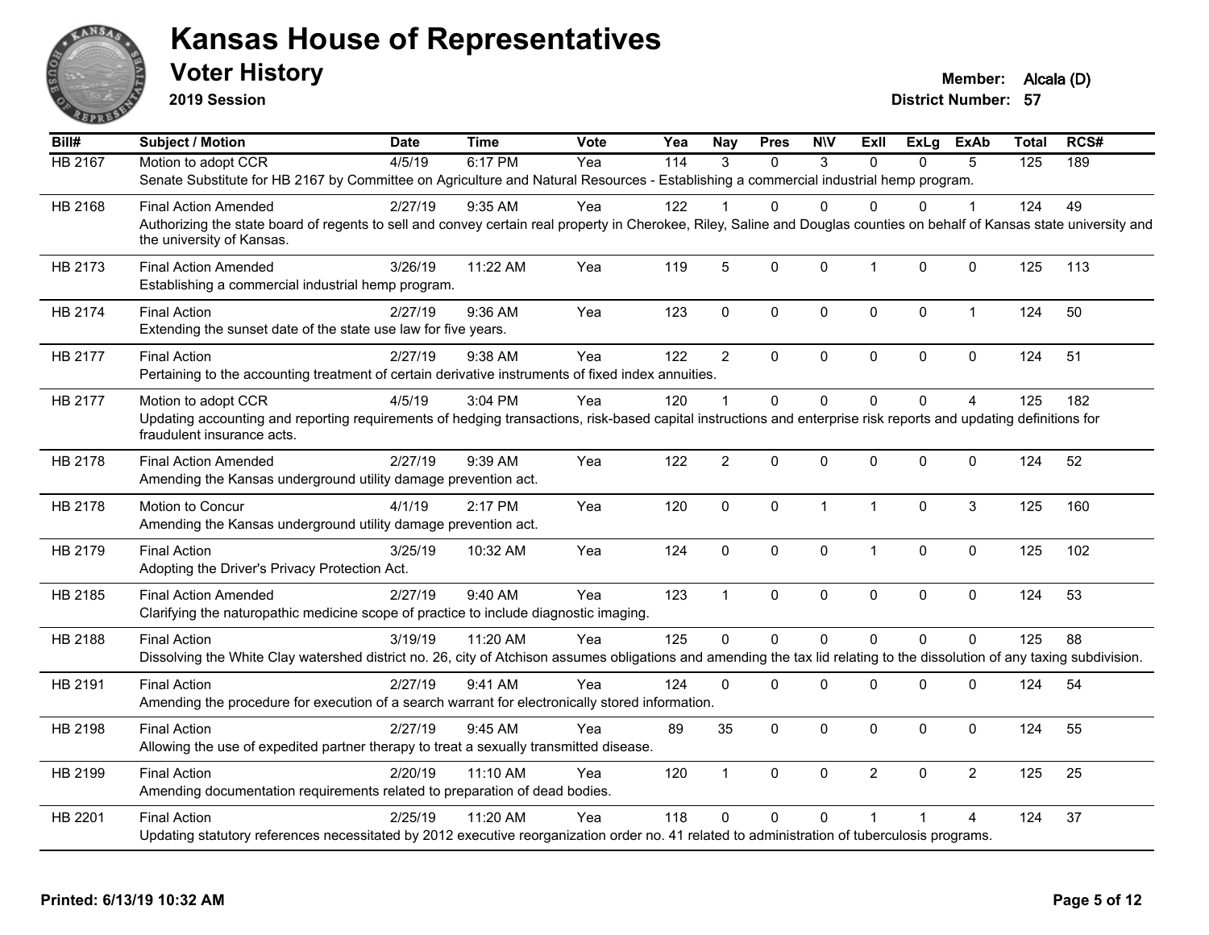# Kansas House of Representatives

## Voter History

**2019 Session**

**Member:** Alcala (D)
**District Number:** 57

| Bill# | Subject / Motion | Date | Time | Vote | Yea | Nay | Pres | N\V | ExII | ExLg | ExAb | Total | RCS# |
|---|---|---|---|---|---|---|---|---|---|---|---|---|---|
| HB 2167 | Motion to adopt CCR | 4/5/19 | 6:17 PM | Yea | 114 | 3 | 0 | 3 | 0 | 0 | 5 | 125 | 189 |
| | Senate Substitute for HB 2167 by Committee on Agriculture and Natural Resources - Establishing a commercial industrial hemp program. | | | | | | | | | | | | |
| HB 2168 | Final Action Amended | 2/27/19 | 9:35 AM | Yea | 122 | 1 | 0 | 0 | 0 | 0 | 1 | 124 | 49 |
| | Authorizing the state board of regents to sell and convey certain real property in Cherokee, Riley, Saline and Douglas counties on behalf of Kansas state university and the university of Kansas. | | | | | | | | | | | | |
| HB 2173 | Final Action Amended | 3/26/19 | 11:22 AM | Yea | 119 | 5 | 0 | 0 | 1 | 0 | 0 | 125 | 113 |
| | Establishing a commercial industrial hemp program. | | | | | | | | | | | | |
| HB 2174 | Final Action | 2/27/19 | 9:36 AM | Yea | 123 | 0 | 0 | 0 | 0 | 0 | 1 | 124 | 50 |
| | Extending the sunset date of the state use law for five years. | | | | | | | | | | | | |
| HB 2177 | Final Action | 2/27/19 | 9:38 AM | Yea | 122 | 2 | 0 | 0 | 0 | 0 | 0 | 124 | 51 |
| | Pertaining to the accounting treatment of certain derivative instruments of fixed index annuities. | | | | | | | | | | | | |
| HB 2177 | Motion to adopt CCR | 4/5/19 | 3:04 PM | Yea | 120 | 1 | 0 | 0 | 0 | 0 | 4 | 125 | 182 |
| | Updating accounting and reporting requirements of hedging transactions, risk-based capital instructions and enterprise risk reports and updating definitions for fraudulent insurance acts. | | | | | | | | | | | | |
| HB 2178 | Final Action Amended | 2/27/19 | 9:39 AM | Yea | 122 | 2 | 0 | 0 | 0 | 0 | 0 | 124 | 52 |
| | Amending the Kansas underground utility damage prevention act. | | | | | | | | | | | | |
| HB 2178 | Motion to Concur | 4/1/19 | 2:17 PM | Yea | 120 | 0 | 0 | 1 | 1 | 0 | 3 | 125 | 160 |
| | Amending the Kansas underground utility damage prevention act. | | | | | | | | | | | | |
| HB 2179 | Final Action | 3/25/19 | 10:32 AM | Yea | 124 | 0 | 0 | 0 | 1 | 0 | 0 | 125 | 102 |
| | Adopting the Driver's Privacy Protection Act. | | | | | | | | | | | | |
| HB 2185 | Final Action Amended | 2/27/19 | 9:40 AM | Yea | 123 | 1 | 0 | 0 | 0 | 0 | 0 | 124 | 53 |
| | Clarifying the naturopathic medicine scope of practice to include diagnostic imaging. | | | | | | | | | | | | |
| HB 2188 | Final Action | 3/19/19 | 11:20 AM | Yea | 125 | 0 | 0 | 0 | 0 | 0 | 0 | 125 | 88 |
| | Dissolving the White Clay watershed district no. 26, city of Atchison assumes obligations and amending the tax lid relating to the dissolution of any taxing subdivision. | | | | | | | | | | | | |
| HB 2191 | Final Action | 2/27/19 | 9:41 AM | Yea | 124 | 0 | 0 | 0 | 0 | 0 | 0 | 124 | 54 |
| | Amending the procedure for execution of a search warrant for electronically stored information. | | | | | | | | | | | | |
| HB 2198 | Final Action | 2/27/19 | 9:45 AM | Yea | 89 | 35 | 0 | 0 | 0 | 0 | 0 | 124 | 55 |
| | Allowing the use of expedited partner therapy to treat a sexually transmitted disease. | | | | | | | | | | | | |
| HB 2199 | Final Action | 2/20/19 | 11:10 AM | Yea | 120 | 1 | 0 | 0 | 2 | 0 | 2 | 125 | 25 |
| | Amending documentation requirements related to preparation of dead bodies. | | | | | | | | | | | | |
| HB 2201 | Final Action | 2/25/19 | 11:20 AM | Yea | 118 | 0 | 0 | 0 | 1 | 1 | 4 | 124 | 37 |
| | Updating statutory references necessitated by 2012 executive reorganization order no. 41 related to administration of tuberculosis programs. | | | | | | | | | | | | |

Printed: 6/13/19 10:32 AM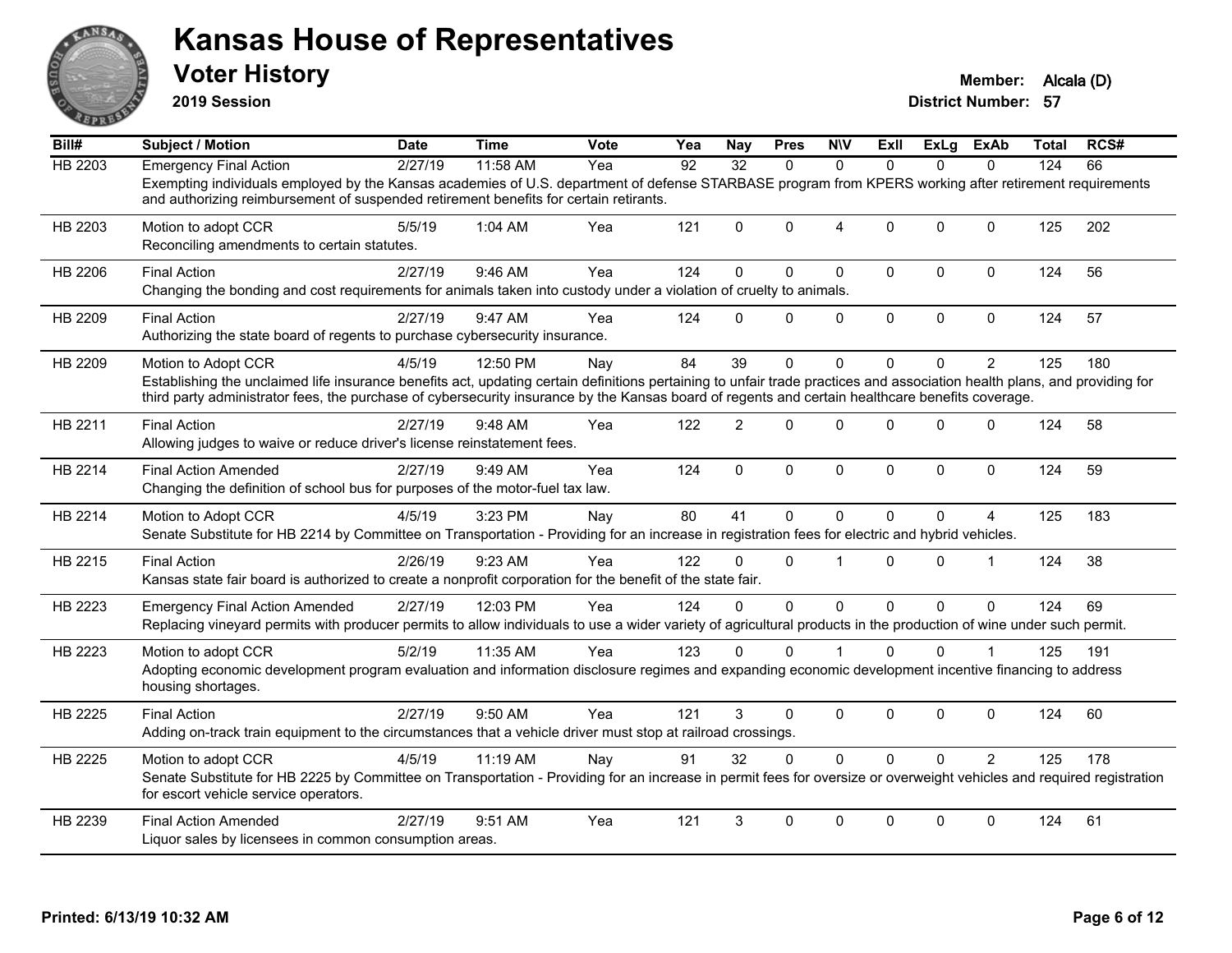# Kansas House of Representatives

## Voter History

**2019 Session**

**Member:** Alcala (D)
**District Number:** 57

| Bill# | Subject / Motion | Date | Time | Vote | Yea | Nay | Pres | N\V | ExII | ExLg | ExAb | Total | RCS# |
|---|---|---|---|---|---|---|---|---|---|---|---|---|---|
| HB 2203 | Emergency Final Action | 2/27/19 | 11:58 AM | Yea | 92 | 32 | 0 | 0 | 0 | 0 | 0 | 124 | 66 |
| | Exempting individuals employed by the Kansas academies of U.S. department of defense STARBASE program from KPERS working after retirement requirements and authorizing reimbursement of suspended retirement benefits for certain retirants. | | | | | | | | | | | | |
| HB 2203 | Motion to adopt CCR | 5/5/19 | 1:04 AM | Yea | 121 | 0 | 0 | 4 | 0 | 0 | 0 | 125 | 202 |
| | Reconciling amendments to certain statutes. | | | | | | | | | | | | |
| HB 2206 | Final Action | 2/27/19 | 9:46 AM | Yea | 124 | 0 | 0 | 0 | 0 | 0 | 0 | 124 | 56 |
| | Changing the bonding and cost requirements for animals taken into custody under a violation of cruelty to animals. | | | | | | | | | | | | |
| HB 2209 | Final Action | 2/27/19 | 9:47 AM | Yea | 124 | 0 | 0 | 0 | 0 | 0 | 0 | 124 | 57 |
| | Authorizing the state board of regents to purchase cybersecurity insurance. | | | | | | | | | | | | |
| HB 2209 | Motion to Adopt CCR | 4/5/19 | 12:50 PM | Nay | 84 | 39 | 0 | 0 | 0 | 0 | 2 | 125 | 180 |
| | Establishing the unclaimed life insurance benefits act, updating certain definitions pertaining to unfair trade practices and association health plans, and providing for third party administrator fees, the purchase of cybersecurity insurance by the Kansas board of regents and certain healthcare benefits coverage. | | | | | | | | | | | | |
| HB 2211 | Final Action | 2/27/19 | 9:48 AM | Yea | 122 | 2 | 0 | 0 | 0 | 0 | 0 | 124 | 58 |
| | Allowing judges to waive or reduce driver's license reinstatement fees. | | | | | | | | | | | | |
| HB 2214 | Final Action Amended | 2/27/19 | 9:49 AM | Yea | 124 | 0 | 0 | 0 | 0 | 0 | 0 | 124 | 59 |
| | Changing the definition of school bus for purposes of the motor-fuel tax law. | | | | | | | | | | | | |
| HB 2214 | Motion to Adopt CCR | 4/5/19 | 3:23 PM | Nay | 80 | 41 | 0 | 0 | 0 | 0 | 4 | 125 | 183 |
| | Senate Substitute for HB 2214 by Committee on Transportation - Providing for an increase in registration fees for electric and hybrid vehicles. | | | | | | | | | | | | |
| HB 2215 | Final Action | 2/26/19 | 9:23 AM | Yea | 122 | 0 | 0 | 1 | 0 | 0 | 1 | 124 | 38 |
| | Kansas state fair board is authorized to create a nonprofit corporation for the benefit of the state fair. | | | | | | | | | | | | |
| HB 2223 | Emergency Final Action Amended | 2/27/19 | 12:03 PM | Yea | 124 | 0 | 0 | 0 | 0 | 0 | 0 | 124 | 69 |
| | Replacing vineyard permits with producer permits to allow individuals to use a wider variety of agricultural products in the production of wine under such permit. | | | | | | | | | | | | |
| HB 2223 | Motion to adopt CCR | 5/2/19 | 11:35 AM | Yea | 123 | 0 | 0 | 1 | 0 | 0 | 1 | 125 | 191 |
| | Adopting economic development program evaluation and information disclosure regimes and expanding economic development incentive financing to address housing shortages. | | | | | | | | | | | | |
| HB 2225 | Final Action | 2/27/19 | 9:50 AM | Yea | 121 | 3 | 0 | 0 | 0 | 0 | 0 | 124 | 60 |
| | Adding on-track train equipment to the circumstances that a vehicle driver must stop at railroad crossings. | | | | | | | | | | | | |
| HB 2225 | Motion to adopt CCR | 4/5/19 | 11:19 AM | Nay | 91 | 32 | 0 | 0 | 0 | 0 | 2 | 125 | 178 |
| | Senate Substitute for HB 2225 by Committee on Transportation - Providing for an increase in permit fees for oversize or overweight vehicles and required registration for escort vehicle service operators. | | | | | | | | | | | | |
| HB 2239 | Final Action Amended | 2/27/19 | 9:51 AM | Yea | 121 | 3 | 0 | 0 | 0 | 0 | 0 | 124 | 61 |
| | Liquor sales by licensees in common consumption areas. | | | | | | | | | | | | |

**Printed: 6/13/19 10:32 AM**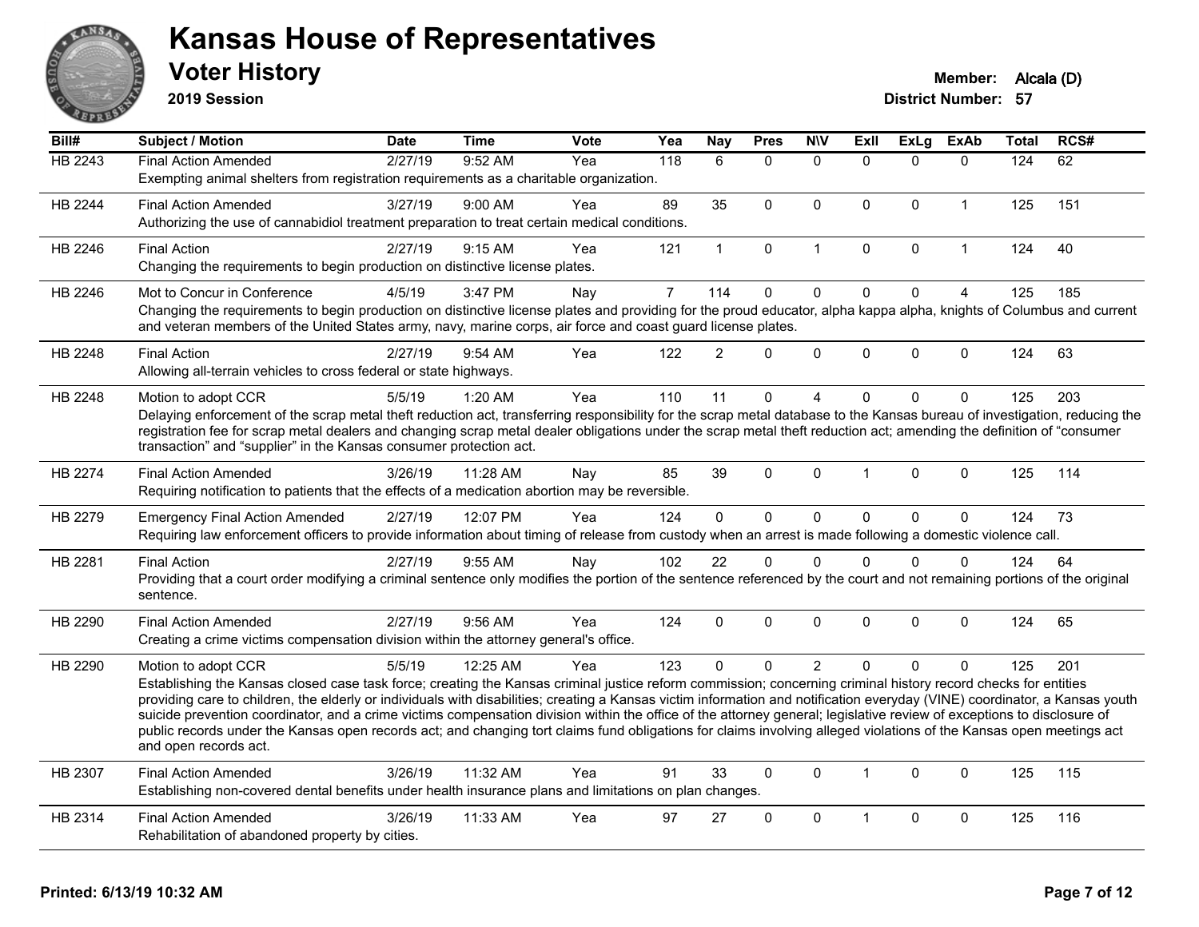# Kansas House of Representatives

## Voter History

**2019 Session**

**Member:** Alcala (D)
**District Number:** 57

| Bill# | Subject / Motion | Date | Time | Vote | Yea | Nay | Pres | N\V | ExII | ExLg | ExAb | Total | RCS# |
|---|---|---|---|---|---|---|---|---|---|---|---|---|---|
| HB 2243 | Final Action Amended | 2/27/19 | 9:52 AM | Yea | 118 | 6 | 0 | 0 | 0 | 0 | 0 | 124 | 62 |
| | Exempting animal shelters from registration requirements as a charitable organization. | | | | | | | | | | | | |
| HB 2244 | Final Action Amended | 3/27/19 | 9:00 AM | Yea | 89 | 35 | 0 | 0 | 0 | 0 | 1 | 125 | 151 |
| | Authorizing the use of cannabidiol treatment preparation to treat certain medical conditions. | | | | | | | | | | | | |
| HB 2246 | Final Action | 2/27/19 | 9:15 AM | Yea | 121 | 1 | 0 | 1 | 0 | 0 | 1 | 124 | 40 |
| | Changing the requirements to begin production on distinctive license plates. | | | | | | | | | | | | |
| HB 2246 | Mot to Concur in Conference | 4/5/19 | 3:47 PM | Nay | 7 | 114 | 0 | 0 | 0 | 0 | 4 | 125 | 185 |
| | Changing the requirements to begin production on distinctive license plates and providing for the proud educator, alpha kappa alpha, knights of Columbus and current and veteran members of the United States army, navy, marine corps, air force and coast guard license plates. | | | | | | | | | | | | |
| HB 2248 | Final Action | 2/27/19 | 9:54 AM | Yea | 122 | 2 | 0 | 0 | 0 | 0 | 0 | 124 | 63 |
| | Allowing all-terrain vehicles to cross federal or state highways. | | | | | | | | | | | | |
| HB 2248 | Motion to adopt CCR | 5/5/19 | 1:20 AM | Yea | 110 | 11 | 0 | 4 | 0 | 0 | 0 | 125 | 203 |
| | Delaying enforcement of the scrap metal theft reduction act, transferring responsibility for the scrap metal database to the Kansas bureau of investigation, reducing the registration fee for scrap metal dealers and changing scrap metal dealer obligations under the scrap metal theft reduction act; amending the definition of "consumer transaction" and "supplier" in the Kansas consumer protection act. | | | | | | | | | | | | |
| HB 2274 | Final Action Amended | 3/26/19 | 11:28 AM | Nay | 85 | 39 | 0 | 0 | 1 | 0 | 0 | 125 | 114 |
| | Requiring notification to patients that the effects of a medication abortion may be reversible. | | | | | | | | | | | | |
| HB 2279 | Emergency Final Action Amended | 2/27/19 | 12:07 PM | Yea | 124 | 0 | 0 | 0 | 0 | 0 | 0 | 124 | 73 |
| | Requiring law enforcement officers to provide information about timing of release from custody when an arrest is made following a domestic violence call. | | | | | | | | | | | | |
| HB 2281 | Final Action | 2/27/19 | 9:55 AM | Nay | 102 | 22 | 0 | 0 | 0 | 0 | 0 | 124 | 64 |
| | Providing that a court order modifying a criminal sentence only modifies the portion of the sentence referenced by the court and not remaining portions of the original sentence. | | | | | | | | | | | | |
| HB 2290 | Final Action Amended | 2/27/19 | 9:56 AM | Yea | 124 | 0 | 0 | 0 | 0 | 0 | 0 | 124 | 65 |
| | Creating a crime victims compensation division within the attorney general's office. | | | | | | | | | | | | |
| HB 2290 | Motion to adopt CCR | 5/5/19 | 12:25 AM | Yea | 123 | 0 | 0 | 2 | 0 | 0 | 0 | 125 | 201 |
| | Establishing the Kansas closed case task force; creating the Kansas criminal justice reform commission; concerning criminal history record checks for entities providing care to children, the elderly or individuals with disabilities; creating a Kansas victim information and notification everyday (VINE) coordinator, a Kansas youth suicide prevention coordinator, and a crime victims compensation division within the office of the attorney general; legislative review of exceptions to disclosure of public records under the Kansas open records act; and changing tort claims fund obligations for claims involving alleged violations of the Kansas open meetings act and open records act. | | | | | | | | | | | | |
| HB 2307 | Final Action Amended | 3/26/19 | 11:32 AM | Yea | 91 | 33 | 0 | 0 | 1 | 0 | 0 | 125 | 115 |
| | Establishing non-covered dental benefits under health insurance plans and limitations on plan changes. | | | | | | | | | | | | |
| HB 2314 | Final Action Amended | 3/26/19 | 11:33 AM | Yea | 97 | 27 | 0 | 0 | 1 | 0 | 0 | 125 | 116 |
| | Rehabilitation of abandoned property by cities. | | | | | | | | | | | | |

**Printed: 6/13/19 10:32 AM**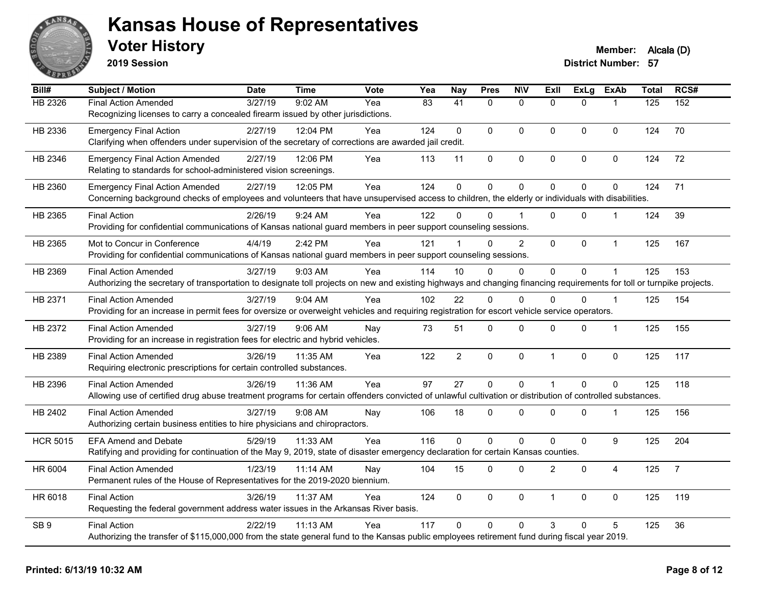# Kansas House of Representatives

## Voter History

**2019 Session**

**Member:** Alcala (D)

**District Number:** 57

| Bill# | Subject / Motion | Date | Time | Vote | Yea | Nay | Pres | N\V | ExII | ExLg | ExAb | Total | RCS# |
|---|---|---|---|---|---|---|---|---|---|---|---|---|---|
| HB 2326 | Final Action Amended | 3/27/19 | 9:02 AM | Yea | 83 | 41 | 0 | 0 | 0 | 0 | 1 | 125 | 152 |
| | Recognizing licenses to carry a concealed firearm issued by other jurisdictions. | | | | | | | | | | | | |
| HB 2336 | Emergency Final Action | 2/27/19 | 12:04 PM | Yea | 124 | 0 | 0 | 0 | 0 | 0 | 0 | 124 | 70 |
| | Clarifying when offenders under supervision of the secretary of corrections are awarded jail credit. | | | | | | | | | | | | |
| HB 2346 | Emergency Final Action Amended | 2/27/19 | 12:06 PM | Yea | 113 | 11 | 0 | 0 | 0 | 0 | 0 | 124 | 72 |
| | Relating to standards for school-administered vision screenings. | | | | | | | | | | | | |
| HB 2360 | Emergency Final Action Amended | 2/27/19 | 12:05 PM | Yea | 124 | 0 | 0 | 0 | 0 | 0 | 0 | 124 | 71 |
| | Concerning background checks of employees and volunteers that have unsupervised access to children, the elderly or individuals with disabilities. | | | | | | | | | | | | |
| HB 2365 | Final Action | 2/26/19 | 9:24 AM | Yea | 122 | 0 | 0 | 1 | 0 | 0 | 1 | 124 | 39 |
| | Providing for confidential communications of Kansas national guard members in peer support counseling sessions. | | | | | | | | | | | | |
| HB 2365 | Mot to Concur in Conference | 4/4/19 | 2:42 PM | Yea | 121 | 1 | 0 | 2 | 0 | 0 | 1 | 125 | 167 |
| | Providing for confidential communications of Kansas national guard members in peer support counseling sessions. | | | | | | | | | | | | |
| HB 2369 | Final Action Amended | 3/27/19 | 9:03 AM | Yea | 114 | 10 | 0 | 0 | 0 | 0 | 1 | 125 | 153 |
| | Authorizing the secretary of transportation to designate toll projects on new and existing highways and changing financing requirements for toll or turnpike projects. | | | | | | | | | | | | |
| HB 2371 | Final Action Amended | 3/27/19 | 9:04 AM | Yea | 102 | 22 | 0 | 0 | 0 | 0 | 1 | 125 | 154 |
| | Providing for an increase in permit fees for oversize or overweight vehicles and requiring registration for escort vehicle service operators. | | | | | | | | | | | | |
| HB 2372 | Final Action Amended | 3/27/19 | 9:06 AM | Nay | 73 | 51 | 0 | 0 | 0 | 0 | 1 | 125 | 155 |
| | Providing for an increase in registration fees for electric and hybrid vehicles. | | | | | | | | | | | | |
| HB 2389 | Final Action Amended | 3/26/19 | 11:35 AM | Yea | 122 | 2 | 0 | 0 | 1 | 0 | 0 | 125 | 117 |
| | Requiring electronic prescriptions for certain controlled substances. | | | | | | | | | | | | |
| HB 2396 | Final Action Amended | 3/26/19 | 11:36 AM | Yea | 97 | 27 | 0 | 0 | 1 | 0 | 0 | 125 | 118 |
| | Allowing use of certified drug abuse treatment programs for certain offenders convicted of unlawful cultivation or distribution of controlled substances. | | | | | | | | | | | | |
| HB 2402 | Final Action Amended | 3/27/19 | 9:08 AM | Nay | 106 | 18 | 0 | 0 | 0 | 0 | 1 | 125 | 156 |
| | Authorizing certain business entities to hire physicians and chiropractors. | | | | | | | | | | | | |
| HCR 5015 | EFA Amend and Debate | 5/29/19 | 11:33 AM | Yea | 116 | 0 | 0 | 0 | 0 | 0 | 9 | 125 | 204 |
| | Ratifying and providing for continuation of the May 9, 2019, state of disaster emergency declaration for certain Kansas counties. | | | | | | | | | | | | |
| HR 6004 | Final Action Amended | 1/23/19 | 11:14 AM | Nay | 104 | 15 | 0 | 0 | 2 | 0 | 4 | 125 | 7 |
| | Permanent rules of the House of Representatives for the 2019-2020 biennium. | | | | | | | | | | | | |
| HR 6018 | Final Action | 3/26/19 | 11:37 AM | Yea | 124 | 0 | 0 | 0 | 1 | 0 | 0 | 125 | 119 |
| | Requesting the federal government address water issues in the Arkansas River basis. | | | | | | | | | | | | |
| SB 9 | Final Action | 2/22/19 | 11:13 AM | Yea | 117 | 0 | 0 | 0 | 3 | 0 | 5 | 125 | 36 |
| | Authorizing the transfer of $115,000,000 from the state general fund to the Kansas public employees retirement fund during fiscal year 2019. | | | | | | | | | | | | |

**Printed: 6/13/19 10:32 AM**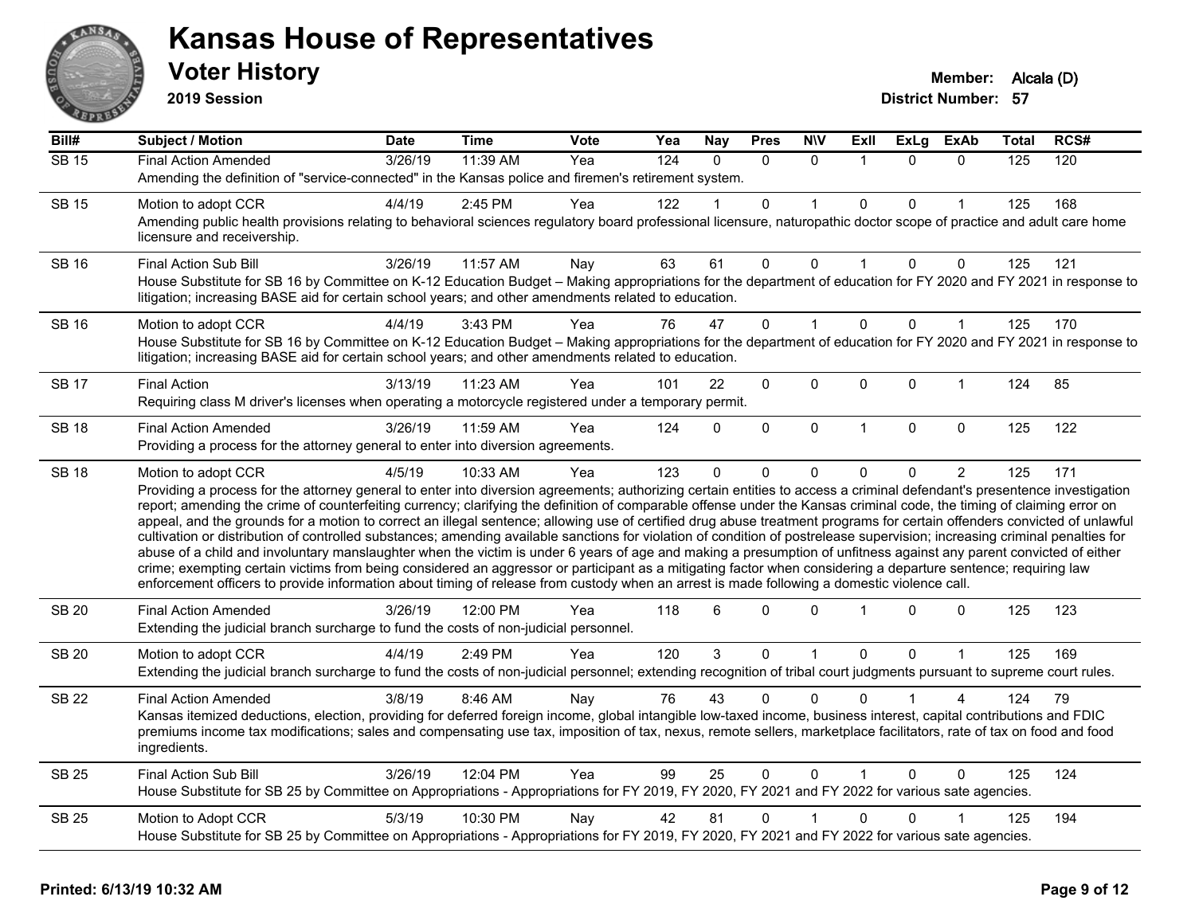# Kansas House of Representatives

## Voter History

**2019 Session**

**Member:** Alcala (D)
**District Number:** 57

| Bill# | Subject / Motion | Date | Time | Vote | Yea | Nay | Pres | N\V | ExII | ExLg | ExAb | Total | RCS# |
|---|---|---|---|---|---|---|---|---|---|---|---|---|---|
| SB 15 | Final Action Amended | 3/26/19 | 11:39 AM | Yea | 124 | 0 | 0 | 0 | 1 | 0 | 0 | 125 | 120 |
| | Amending the definition of "service-connected" in the Kansas police and firemen's retirement system. | | | | | | | | | | | | |
| SB 15 | Motion to adopt CCR | 4/4/19 | 2:45 PM | Yea | 122 | 1 | 0 | 1 | 0 | 0 | 1 | 125 | 168 |
| | Amending public health provisions relating to behavioral sciences regulatory board professional licensure, naturopathic doctor scope of practice and adult care home licensure and receivership. | | | | | | | | | | | | |
| SB 16 | Final Action Sub Bill | 3/26/19 | 11:57 AM | Nay | 63 | 61 | 0 | 0 | 1 | 0 | 0 | 125 | 121 |
| | House Substitute for SB 16 by Committee on K-12 Education Budget – Making appropriations for the department of education for FY 2020 and FY 2021 in response to litigation; increasing BASE aid for certain school years; and other amendments related to education. | | | | | | | | | | | | |
| SB 16 | Motion to adopt CCR | 4/4/19 | 3:43 PM | Yea | 76 | 47 | 0 | 1 | 0 | 0 | 1 | 125 | 170 |
| | House Substitute for SB 16 by Committee on K-12 Education Budget – Making appropriations for the department of education for FY 2020 and FY 2021 in response to litigation; increasing BASE aid for certain school years; and other amendments related to education. | | | | | | | | | | | | |
| SB 17 | Final Action | 3/13/19 | 11:23 AM | Yea | 101 | 22 | 0 | 0 | 0 | 0 | 1 | 124 | 85 |
| | Requiring class M driver's licenses when operating a motorcycle registered under a temporary permit. | | | | | | | | | | | | |
| SB 18 | Final Action Amended | 3/26/19 | 11:59 AM | Yea | 124 | 0 | 0 | 0 | 1 | 0 | 0 | 125 | 122 |
| | Providing a process for the attorney general to enter into diversion agreements. | | | | | | | | | | | | |
| SB 18 | Motion to adopt CCR | 4/5/19 | 10:33 AM | Yea | 123 | 0 | 0 | 0 | 0 | 0 | 2 | 125 | 171 |
| | Providing a process for the attorney general to enter into diversion agreements; authorizing certain entities to access a criminal defendant's presentence investigation report; amending the crime of counterfeiting currency; clarifying the definition of comparable offense under the Kansas criminal code, the timing of claiming error on appeal, and the grounds for a motion to correct an illegal sentence; allowing use of certified drug abuse treatment programs for certain offenders convicted of unlawful cultivation or distribution of controlled substances; amending available sanctions for violation of condition of postrelease supervision; increasing criminal penalties for abuse of a child and involuntary manslaughter when the victim is under 6 years of age and making a presumption of unfitness against any parent convicted of either crime; exempting certain victims from being considered an aggressor or participant as a mitigating factor when considering a departure sentence; requiring law enforcement officers to provide information about timing of release from custody when an arrest is made following a domestic violence call. | | | | | | | | | | | | |
| SB 20 | Final Action Amended | 3/26/19 | 12:00 PM | Yea | 118 | 6 | 0 | 0 | 1 | 0 | 0 | 125 | 123 |
| | Extending the judicial branch surcharge to fund the costs of non-judicial personnel. | | | | | | | | | | | | |
| SB 20 | Motion to adopt CCR | 4/4/19 | 2:49 PM | Yea | 120 | 3 | 0 | 1 | 0 | 0 | 1 | 125 | 169 |
| | Extending the judicial branch surcharge to fund the costs of non-judicial personnel; extending recognition of tribal court judgments pursuant to supreme court rules. | | | | | | | | | | | | |
| SB 22 | Final Action Amended | 3/8/19 | 8:46 AM | Nay | 76 | 43 | 0 | 0 | 0 | 1 | 4 | 124 | 79 |
| | Kansas itemized deductions, election, providing for deferred foreign income, global intangible low-taxed income, business interest, capital contributions and FDIC premiums income tax modifications; sales and compensating use tax, imposition of tax, nexus, remote sellers, marketplace facilitators, rate of tax on food and food ingredients. | | | | | | | | | | | | |
| SB 25 | Final Action Sub Bill | 3/26/19 | 12:04 PM | Yea | 99 | 25 | 0 | 0 | 1 | 0 | 0 | 125 | 124 |
| | House Substitute for SB 25 by Committee on Appropriations - Appropriations for FY 2019, FY 2020, FY 2021 and FY 2022 for various sate agencies. | | | | | | | | | | | | |
| SB 25 | Motion to Adopt CCR | 5/3/19 | 10:30 PM | Nay | 42 | 81 | 0 | 1 | 0 | 0 | 1 | 125 | 194 |
| | House Substitute for SB 25 by Committee on Appropriations - Appropriations for FY 2019, FY 2020, FY 2021 and FY 2022 for various sate agencies. | | | | | | | | | | | | |

**Printed: 6/13/19 10:32 AM**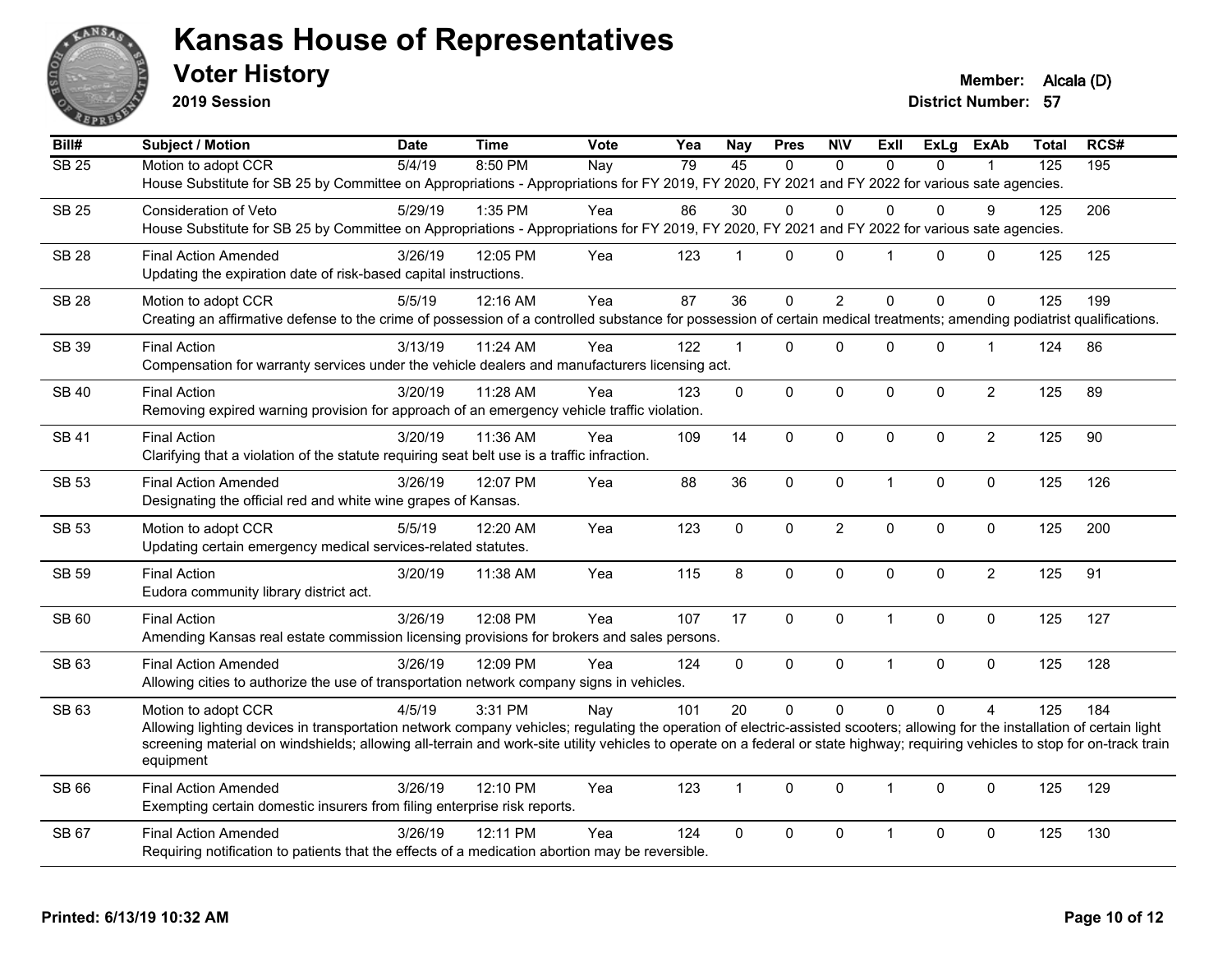# Kansas House of Representatives

## Voter History

**2019 Session**

**Member:** Alcala (D)
**District Number:** 57

| Bill# | Subject / Motion | Date | Time | Vote | Yea | Nay | Pres | N\V | ExII | ExLg | ExAb | Total | RCS# |
|---|---|---|---|---|---|---|---|---|---|---|---|---|---|
| SB 25 | Motion to adopt CCR | 5/4/19 | 8:50 PM | Nay | 79 | 45 | 0 | 0 | 0 | 0 | 1 | 125 | 195 |
| | House Substitute for SB 25 by Committee on Appropriations - Appropriations for FY 2019, FY 2020, FY 2021 and FY 2022 for various sate agencies. | | | | | | | | | | | | |
| SB 25 | Consideration of Veto | 5/29/19 | 1:35 PM | Yea | 86 | 30 | 0 | 0 | 0 | 0 | 9 | 125 | 206 |
| | House Substitute for SB 25 by Committee on Appropriations - Appropriations for FY 2019, FY 2020, FY 2021 and FY 2022 for various sate agencies. | | | | | | | | | | | | |
| SB 28 | Final Action Amended | 3/26/19 | 12:05 PM | Yea | 123 | 1 | 0 | 0 | 1 | 0 | 0 | 125 | 125 |
| | Updating the expiration date of risk-based capital instructions. | | | | | | | | | | | | |
| SB 28 | Motion to adopt CCR | 5/5/19 | 12:16 AM | Yea | 87 | 36 | 0 | 2 | 0 | 0 | 0 | 125 | 199 |
| | Creating an affirmative defense to the crime of possession of a controlled substance for possession of certain medical treatments; amending podiatrist qualifications. | | | | | | | | | | | | |
| SB 39 | Final Action | 3/13/19 | 11:24 AM | Yea | 122 | 1 | 0 | 0 | 0 | 0 | 1 | 124 | 86 |
| | Compensation for warranty services under the vehicle dealers and manufacturers licensing act. | | | | | | | | | | | | |
| SB 40 | Final Action | 3/20/19 | 11:28 AM | Yea | 123 | 0 | 0 | 0 | 0 | 0 | 2 | 125 | 89 |
| | Removing expired warning provision for approach of an emergency vehicle traffic violation. | | | | | | | | | | | | |
| SB 41 | Final Action | 3/20/19 | 11:36 AM | Yea | 109 | 14 | 0 | 0 | 0 | 0 | 2 | 125 | 90 |
| | Clarifying that a violation of the statute requiring seat belt use is a traffic infraction. | | | | | | | | | | | | |
| SB 53 | Final Action Amended | 3/26/19 | 12:07 PM | Yea | 88 | 36 | 0 | 0 | 1 | 0 | 0 | 125 | 126 |
| | Designating the official red and white wine grapes of Kansas. | | | | | | | | | | | | |
| SB 53 | Motion to adopt CCR | 5/5/19 | 12:20 AM | Yea | 123 | 0 | 0 | 2 | 0 | 0 | 0 | 125 | 200 |
| | Updating certain emergency medical services-related statutes. | | | | | | | | | | | | |
| SB 59 | Final Action | 3/20/19 | 11:38 AM | Yea | 115 | 8 | 0 | 0 | 0 | 0 | 2 | 125 | 91 |
| | Eudora community library district act. | | | | | | | | | | | | |
| SB 60 | Final Action | 3/26/19 | 12:08 PM | Yea | 107 | 17 | 0 | 0 | 1 | 0 | 0 | 125 | 127 |
| | Amending Kansas real estate commission licensing provisions for brokers and sales persons. | | | | | | | | | | | | |
| SB 63 | Final Action Amended | 3/26/19 | 12:09 PM | Yea | 124 | 0 | 0 | 0 | 1 | 0 | 0 | 125 | 128 |
| | Allowing cities to authorize the use of transportation network company signs in vehicles. | | | | | | | | | | | | |
| SB 63 | Motion to adopt CCR | 4/5/19 | 3:31 PM | Nay | 101 | 20 | 0 | 0 | 0 | 0 | 4 | 125 | 184 |
| | Allowing lighting devices in transportation network company vehicles; regulating the operation of electric-assisted scooters; allowing for the installation of certain light screening material on windshields; allowing all-terrain and work-site utility vehicles to operate on a federal or state highway; requiring vehicles to stop for on-track train equipment | | | | | | | | | | | | |
| SB 66 | Final Action Amended | 3/26/19 | 12:10 PM | Yea | 123 | 1 | 0 | 0 | 1 | 0 | 0 | 125 | 129 |
| | Exempting certain domestic insurers from filing enterprise risk reports. | | | | | | | | | | | | |
| SB 67 | Final Action Amended | 3/26/19 | 12:11 PM | Yea | 124 | 0 | 0 | 0 | 1 | 0 | 0 | 125 | 130 |
| | Requiring notification to patients that the effects of a medication abortion may be reversible. | | | | | | | | | | | | |

**Printed: 6/13/19 10:32 AM**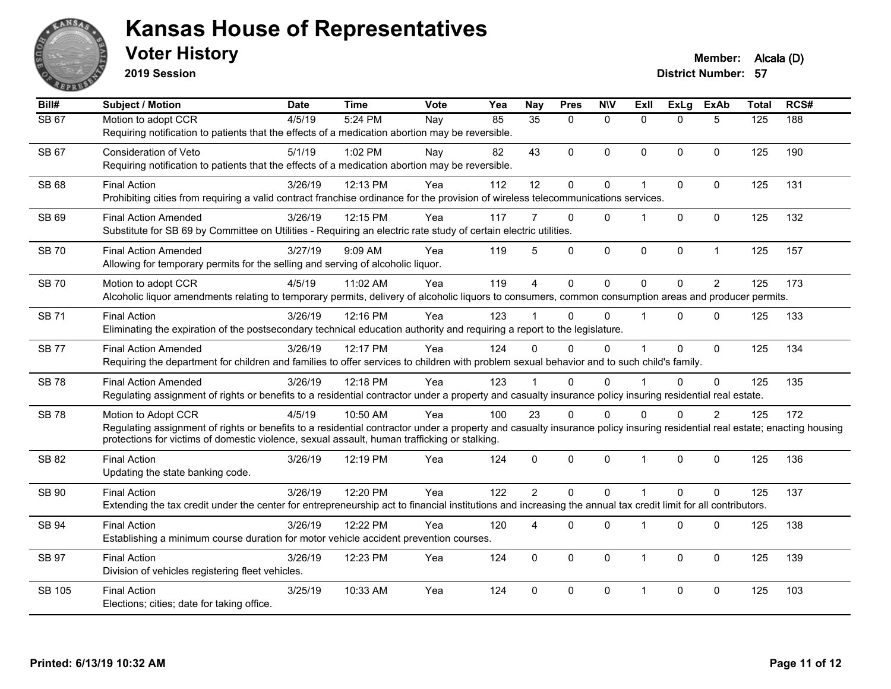# Kansas House of Representatives

## Voter History

**2019 Session**

**Member:** Alcala (D)
**District Number:** 57

| Bill# | Subject / Motion | Date | Time | Vote | Yea | Nay | Pres | N\V | ExII | ExLg | ExAb | Total | RCS# |
|---|---|---|---|---|---|---|---|---|---|---|---|---|---|
| SB 67 | Motion to adopt CCR | 4/5/19 | 5:24 PM | Nay | 85 | 35 | 0 | 0 | 0 | 0 | 5 | 125 | 188 |
| | Requiring notification to patients that the effects of a medication abortion may be reversible. | | | | | | | | | | | | |
| SB 67 | Consideration of Veto | 5/1/19 | 1:02 PM | Nay | 82 | 43 | 0 | 0 | 0 | 0 | 0 | 125 | 190 |
| | Requiring notification to patients that the effects of a medication abortion may be reversible. | | | | | | | | | | | | |
| SB 68 | Final Action | 3/26/19 | 12:13 PM | Yea | 112 | 12 | 0 | 0 | 1 | 0 | 0 | 125 | 131 |
| | Prohibiting cities from requiring a valid contract franchise ordinance for the provision of wireless telecommunications services. | | | | | | | | | | | | |
| SB 69 | Final Action Amended | 3/26/19 | 12:15 PM | Yea | 117 | 7 | 0 | 0 | 1 | 0 | 0 | 125 | 132 |
| | Substitute for SB 69 by Committee on Utilities - Requiring an electric rate study of certain electric utilities. | | | | | | | | | | | | |
| SB 70 | Final Action Amended | 3/27/19 | 9:09 AM | Yea | 119 | 5 | 0 | 0 | 0 | 0 | 1 | 125 | 157 |
| | Allowing for temporary permits for the selling and serving of alcoholic liquor. | | | | | | | | | | | | |
| SB 70 | Motion to adopt CCR | 4/5/19 | 11:02 AM | Yea | 119 | 4 | 0 | 0 | 0 | 0 | 2 | 125 | 173 |
| | Alcoholic liquor amendments relating to temporary permits, delivery of alcoholic liquors to consumers, common consumption areas and producer permits. | | | | | | | | | | | | |
| SB 71 | Final Action | 3/26/19 | 12:16 PM | Yea | 123 | 1 | 0 | 0 | 1 | 0 | 0 | 125 | 133 |
| | Eliminating the expiration of the postsecondary technical education authority and requiring a report to the legislature. | | | | | | | | | | | | |
| SB 77 | Final Action Amended | 3/26/19 | 12:17 PM | Yea | 124 | 0 | 0 | 0 | 1 | 0 | 0 | 125 | 134 |
| | Requiring the department for children and families to offer services to children with problem sexual behavior and to such child's family. | | | | | | | | | | | | |
| SB 78 | Final Action Amended | 3/26/19 | 12:18 PM | Yea | 123 | 1 | 0 | 0 | 1 | 0 | 0 | 125 | 135 |
| | Regulating assignment of rights or benefits to a residential contractor under a property and casualty insurance policy insuring residential real estate. | | | | | | | | | | | | |
| SB 78 | Motion to Adopt CCR | 4/5/19 | 10:50 AM | Yea | 100 | 23 | 0 | 0 | 0 | 0 | 2 | 125 | 172 |
| | Regulating assignment of rights or benefits to a residential contractor under a property and casualty insurance policy insuring residential real estate; enacting housing protections for victims of domestic violence, sexual assault, human trafficking or stalking. | | | | | | | | | | | | |
| SB 82 | Final Action | 3/26/19 | 12:19 PM | Yea | 124 | 0 | 0 | 0 | 1 | 0 | 0 | 125 | 136 |
| | Updating the state banking code. | | | | | | | | | | | | |
| SB 90 | Final Action | 3/26/19 | 12:20 PM | Yea | 122 | 2 | 0 | 0 | 1 | 0 | 0 | 125 | 137 |
| | Extending the tax credit under the center for entrepreneurship act to financial institutions and increasing the annual tax credit limit for all contributors. | | | | | | | | | | | | |
| SB 94 | Final Action | 3/26/19 | 12:22 PM | Yea | 120 | 4 | 0 | 0 | 1 | 0 | 0 | 125 | 138 |
| | Establishing a minimum course duration for motor vehicle accident prevention courses. | | | | | | | | | | | | |
| SB 97 | Final Action | 3/26/19 | 12:23 PM | Yea | 124 | 0 | 0 | 0 | 1 | 0 | 0 | 125 | 139 |
| | Division of vehicles registering fleet vehicles. | | | | | | | | | | | | |
| SB 105 | Final Action | 3/25/19 | 10:33 AM | Yea | 124 | 0 | 0 | 0 | 1 | 0 | 0 | 125 | 103 |
| | Elections; cities; date for taking office. | | | | | | | | | | | | |

**Printed: 6/13/19 10:32 AM**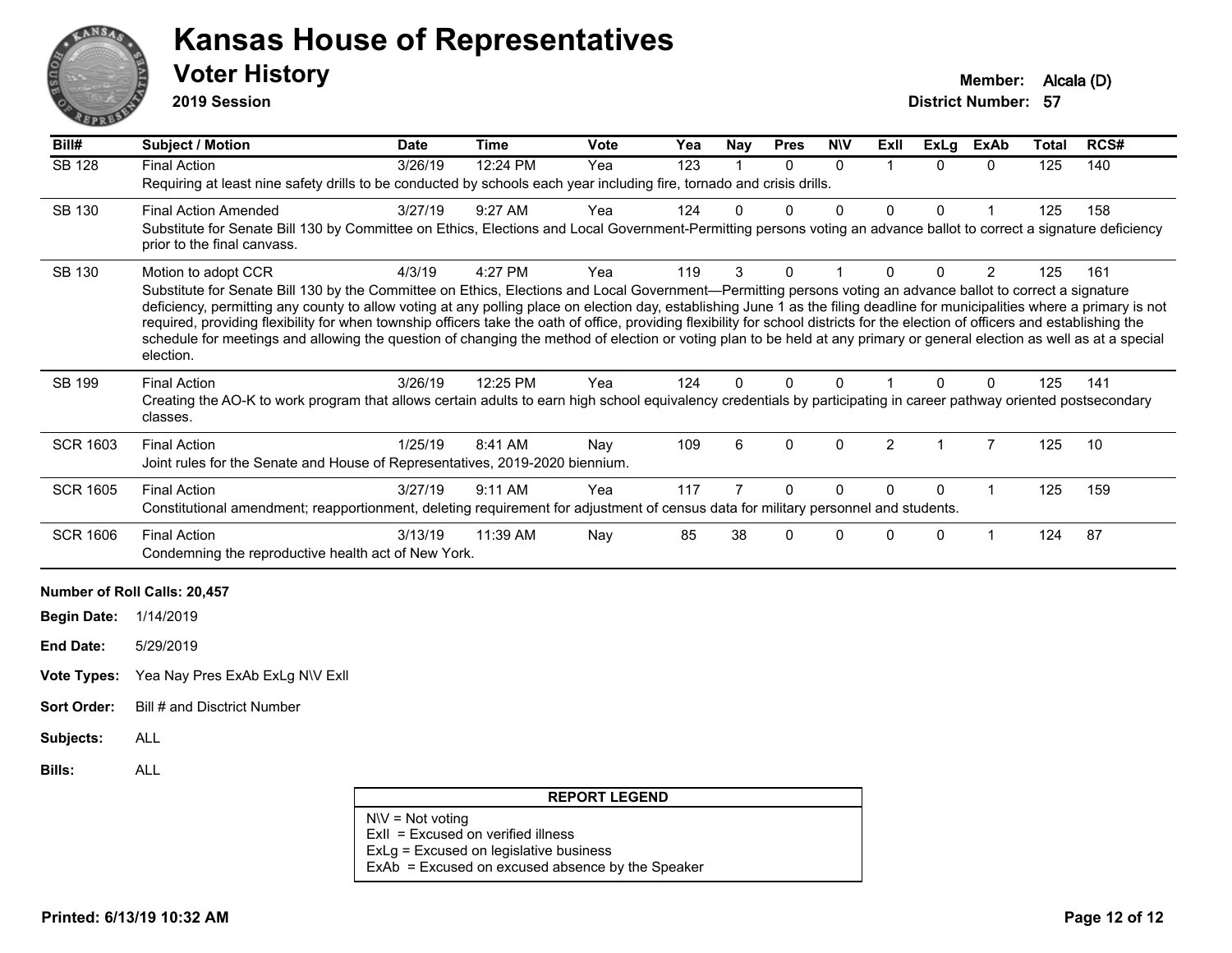# Kansas House of Representatives

## Voter History

**2019 Session**

**Member:** Alcala (D)

**District Number:** 57

| Bill# | Subject / Motion | Date | Time | Vote | Yea | Nay | Pres | N\V | ExIl | ExLg | ExAb | Total | RCS# |
|---|---|---|---|---|---|---|---|---|---|---|---|---|---|
| SB 128 | Final Action | 3/26/19 | 12:24 PM | Yea | 123 | 1 | 0 | 0 | 1 | 0 | 0 | 125 | 140 |
| | Requiring at least nine safety drills to be conducted by schools each year including fire, tornado and crisis drills. | | | | | | | | | | | | |
| SB 130 | Final Action Amended | 3/27/19 | 9:27 AM | Yea | 124 | 0 | 0 | 0 | 0 | 0 | 1 | 125 | 158 |
| | Substitute for Senate Bill 130 by Committee on Ethics, Elections and Local Government-Permitting persons voting an advance ballot to correct a signature deficiency prior to the final canvass. | | | | | | | | | | | | |
| SB 130 | Motion to adopt CCR | 4/3/19 | 4:27 PM | Yea | 119 | 3 | 0 | 1 | 0 | 0 | 2 | 125 | 161 |
| | Substitute for Senate Bill 130 by the Committee on Ethics, Elections and Local Government—Permitting persons voting an advance ballot to correct a signature deficiency, permitting any county to allow voting at any polling place on election day, establishing June 1 as the filing deadline for municipalities where a primary is not required, providing flexibility for when township officers take the oath of office, providing flexibility for school districts for the election of officers and establishing the schedule for meetings and allowing the question of changing the method of election or voting plan to be held at any primary or general election as well as at a special election. | | | | | | | | | | | | |
| SB 199 | Final Action | 3/26/19 | 12:25 PM | Yea | 124 | 0 | 0 | 0 | 1 | 0 | 0 | 125 | 141 |
| | Creating the AO-K to work program that allows certain adults to earn high school equivalency credentials by participating in career pathway oriented postsecondary classes. | | | | | | | | | | | | |
| SCR 1603 | Final Action | 1/25/19 | 8:41 AM | Nay | 109 | 6 | 0 | 0 | 2 | 1 | 7 | 125 | 10 |
| | Joint rules for the Senate and House of Representatives, 2019-2020 biennium. | | | | | | | | | | | | |
| SCR 1605 | Final Action | 3/27/19 | 9:11 AM | Yea | 117 | 7 | 0 | 0 | 0 | 0 | 1 | 125 | 159 |
| | Constitutional amendment; reapportionment, deleting requirement for adjustment of census data for military personnel and students. | | | | | | | | | | | | |
| SCR 1606 | Final Action | 3/13/19 | 11:39 AM | Nay | 85 | 38 | 0 | 0 | 0 | 0 | 1 | 124 | 87 |
| | Condemning the reproductive health act of New York. | | | | | | | | | | | | |

**Number of Roll Calls: 20,457**

**Begin Date:** 1/14/2019

**End Date:** 5/29/2019

**Vote Types:** Yea Nay Pres ExAb ExLg N\V ExIl

**Sort Order:** Bill # and Disctrict Number

**Subjects:** ALL

**Bills:** ALL

| REPORT LEGEND |
|---|
| N\V = Not voting |
| ExIl = Excused on verified illness |
| ExLg = Excused on legislative business |
| ExAb = Excused on excused absence by the Speaker |

**Printed: 6/13/19 10:32 AM**